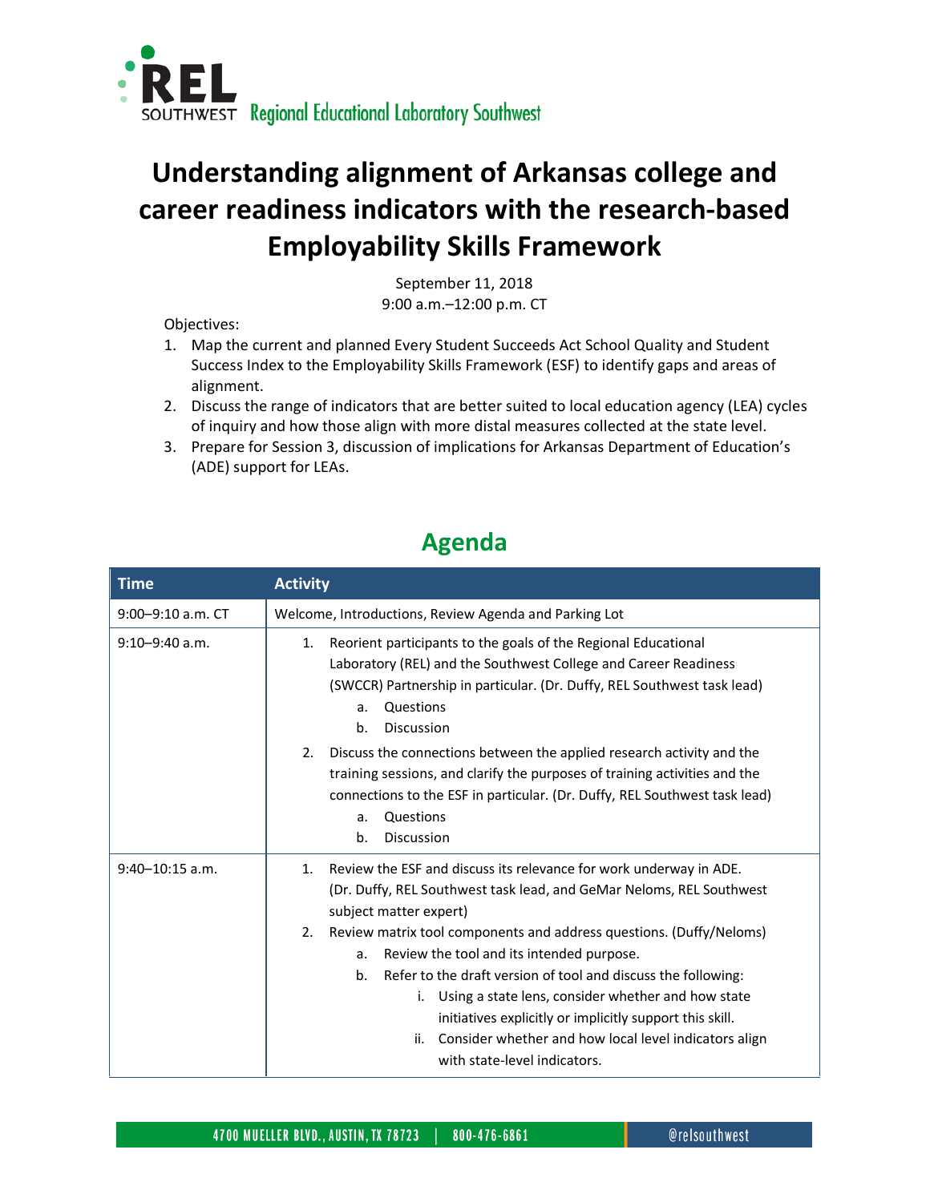REL SOUTHWEST Regional Educational Laboratory Southwest

# Understanding alignment of Arkansas college and career readiness indicators with the research-based Employability Skills Framework

September 11, 2018
9:00 a.m.–12:00 p.m. CT

Objectives:

1. Map the current and planned Every Student Succeeds Act School Quality and Student Success Index to the Employability Skills Framework (ESF) to identify gaps and areas of alignment.
2. Discuss the range of indicators that are better suited to local education agency (LEA) cycles of inquiry and how those align with more distal measures collected at the state level.
3. Prepare for Session 3, discussion of implications for Arkansas Department of Education's (ADE) support for LEAs.

## Agenda

| Time | Activity |
|---|---|
| 9:00–9:10 a.m. CT | Welcome, Introductions, Review Agenda and Parking Lot |
| 9:10–9:40 a.m. | 1. Reorient participants to the goals of the Regional Educational Laboratory (REL) and the Southwest College and Career Readiness (SWCCR) Partnership in particular. (Dr. Duffy, REL Southwest task lead)<br>a. Questions<br>b. Discussion<br>2. Discuss the connections between the applied research activity and the training sessions, and clarify the purposes of training activities and the connections to the ESF in particular. (Dr. Duffy, REL Southwest task lead)<br>a. Questions<br>b. Discussion |
| 9:40–10:15 a.m. | 1. Review the ESF and discuss its relevance for work underway in ADE. (Dr. Duffy, REL Southwest task lead, and GeMar Neloms, REL Southwest subject matter expert)<br>2. Review matrix tool components and address questions. (Duffy/Neloms)<br>a. Review the tool and its intended purpose.<br>b. Refer to the draft version of tool and discuss the following:<br>i. Using a state lens, consider whether and how state initiatives explicitly or implicitly support this skill.<br>ii. Consider whether and how local level indicators align with state-level indicators. |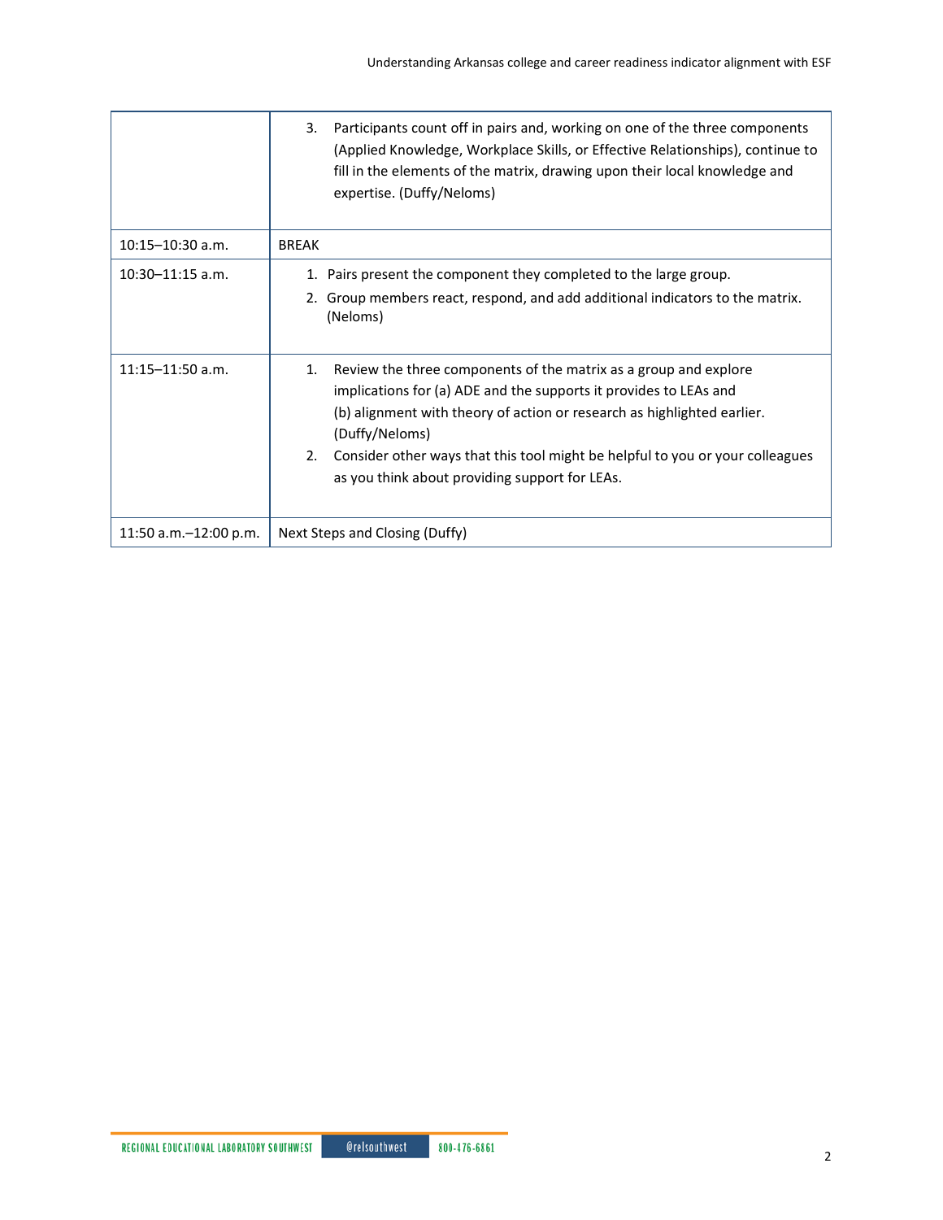| | |
|---|---|
| | 3. Participants count off in pairs and, working on one of the three components (Applied Knowledge, Workplace Skills, or Effective Relationships), continue to fill in the elements of the matrix, drawing upon their local knowledge and expertise. (Duffy/Neloms) |
| 10:15–10:30 a.m. | BREAK |
| 10:30–11:15 a.m. | 1. Pairs present the component they completed to the large group.<br>2. Group members react, respond, and add additional indicators to the matrix. (Neloms) |
| 11:15–11:50 a.m. | 1. Review the three components of the matrix as a group and explore implications for (a) ADE and the supports it provides to LEAs and (b) alignment with theory of action or research as highlighted earlier. (Duffy/Neloms)<br>2. Consider other ways that this tool might be helpful to you or your colleagues as you think about providing support for LEAs. |
| 11:50 a.m.–12:00 p.m. | Next Steps and Closing (Duffy) |